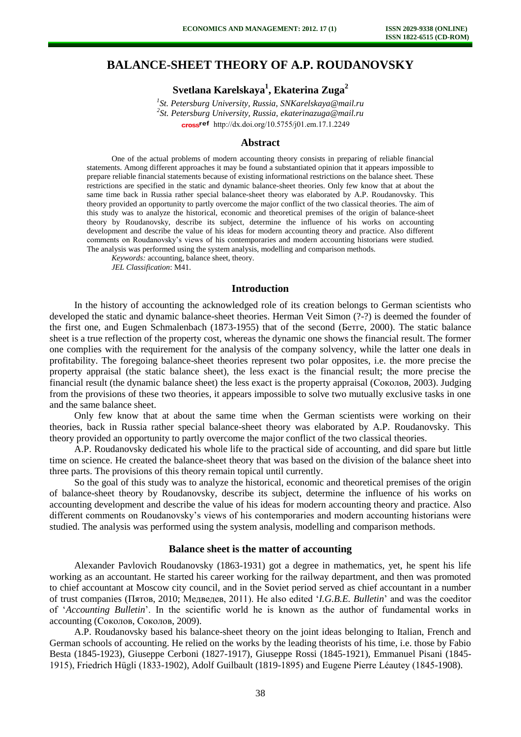# BALANCE-SHEET THEORY OF A.P. ROUDANOVSKY

**Svetlana Karelskaya[1], Ekaterina Zuga[2]**

*[1]St. Petersburg University, Russia, SNKarelskaya@mail.ru*
*[2]St. Petersburg University, Russia, ekaterinazuga@mail.ru*
http://dx.doi.org/10.5755/j01.em.17.1.2249

## Abstract

One of the actual problems of modern accounting theory consists in preparing of reliable financial statements. Among different approaches it may be found a substantiated opinion that it appears impossible to prepare reliable financial statements because of existing informational restrictions on the balance sheet. These restrictions are specified in the static and dynamic balance-sheet theories. Only few know that at about the same time back in Russia rather special balance-sheet theory was elaborated by A.P. Roudanovsky. This theory provided an opportunity to partly overcome the major conflict of the two classical theories. The aim of this study was to analyze the historical, economic and theoretical premises of the origin of balance-sheet theory by Roudanovsky, describe its subject, determine the influence of his works on accounting development and describe the value of his ideas for modern accounting theory and practice. Also different comments on Roudanovsky's views of his contemporaries and modern accounting historians were studied. The analysis was performed using the system analysis, modelling and comparison methods.

*Keywords:* accounting, balance sheet, theory.

*JEL Classification*: M41.

## Introduction

In the history of accounting the acknowledged role of its creation belongs to German scientists who developed the static and dynamic balance-sheet theories. Herman Veit Simon (?-?) is deemed the founder of the first one, and Eugen Schmalenbach (1873-1955) that of the second (Бетге, 2000). The static balance sheet is a true reflection of the property cost, whereas the dynamic one shows the financial result. The former one complies with the requirement for the analysis of the company solvency, while the latter one deals in profitability. The foregoing balance-sheet theories represent two polar opposites, i.e. the more precise the property appraisal (the static balance sheet), the less exact is the financial result; the more precise the financial result (the dynamic balance sheet) the less exact is the property appraisal (Соколов, 2003). Judging from the provisions of these two theories, it appears impossible to solve two mutually exclusive tasks in one and the same balance sheet.

Only few know that at about the same time when the German scientists were working on their theories, back in Russia rather special balance-sheet theory was elaborated by A.P. Roudanovsky. This theory provided an opportunity to partly overcome the major conflict of the two classical theories.

A.P. Roudanovsky dedicated his whole life to the practical side of accounting, and did spare but little time on science. He created the balance-sheet theory that was based on the division of the balance sheet into three parts. The provisions of this theory remain topical until currently.

So the goal of this study was to analyze the historical, economic and theoretical premises of the origin of balance-sheet theory by Roudanovsky, describe its subject, determine the influence of his works on accounting development and describe the value of his ideas for modern accounting theory and practice. Also different comments on Roudanovsky's views of his contemporaries and modern accounting historians were studied. The analysis was performed using the system analysis, modelling and comparison methods.

## Balance sheet is the matter of accounting

Alexander Pavlovich Roudanovsky (1863-1931) got a degree in mathematics, yet, he spent his life working as an accountant. He started his career working for the railway department, and then was promoted to chief accountant at Moscow city council, and in the Soviet period served as chief accountant in a number of trust companies (Пятов, 2010; Медведев, 2011). He also edited '*I.G.B.E. Bulletin*' and was the coeditor of '*Accounting Bulletin*'. In the scientific world he is known as the author of fundamental works in accounting (Соколов, Соколов, 2009).

A.P. Roudanovsky based his balance-sheet theory on the joint ideas belonging to Italian, French and German schools of accounting. He relied on the works by the leading theorists of his time, i.e. those by Fabio Besta (1845-1923), Giuseppe Cerboni (1827-1917), Giuseppe Rossi (1845-1921), Emmanuel Pisani (1845-1915), Friedrich Hügli (1833-1902), Adolf Guilbault (1819-1895) and Eugene Pierre Léautey (1845-1908).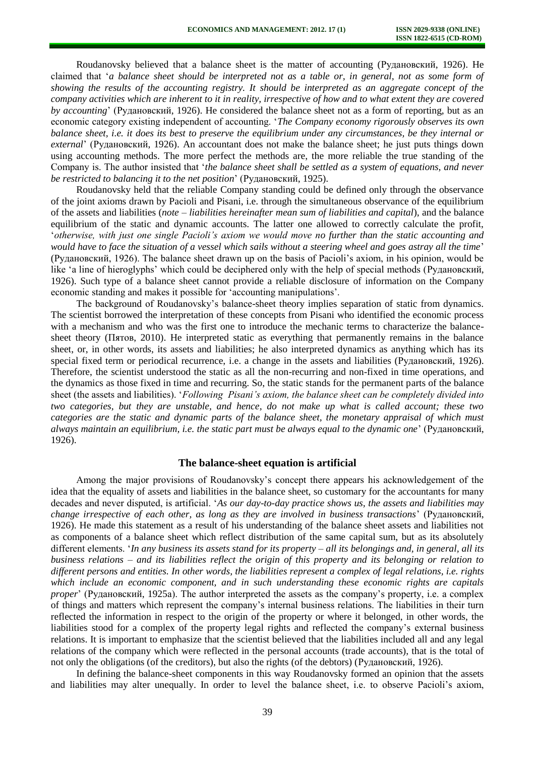Roudanovsky believed that a balance sheet is the matter of accounting (Рудановский, 1926). He claimed that '*a balance sheet should be interpreted not as a table or, in general, not as some form of showing the results of the accounting registry. It should be interpreted as an aggregate concept of the company activities which are inherent to it in reality, irrespective of how and to what extent they are covered by accounting*' (Рудановский, 1926). He considered the balance sheet not as a form of reporting, but as an economic category existing independent of accounting. '*The Company economy rigorously observes its own balance sheet, i.e. it does its best to preserve the equilibrium under any circumstances, be they internal or external*' (Рудановский, 1926). An accountant does not make the balance sheet; he just puts things down using accounting methods. The more perfect the methods are, the more reliable the true standing of the Company is. The author insisted that '*the balance sheet shall be settled as a system of equations, and never be restricted to balancing it to the net position*' (Рудановский, 1925).

Roudanovsky held that the reliable Company standing could be defined only through the observance of the joint axioms drawn by Pacioli and Pisani, i.e. through the simultaneous observance of the equilibrium of the assets and liabilities (*note – liabilities hereinafter mean sum of liabilities and capital*), and the balance equilibrium of the static and dynamic accounts. The latter one allowed to correctly calculate the profit, '*otherwise, with just one single Pacioli's axiom we would move no further than the static accounting and would have to face the situation of a vessel which sails without a steering wheel and goes astray all the time*' (Рудановский, 1926). The balance sheet drawn up on the basis of Pacioli's axiom, in his opinion, would be like 'a line of hieroglyphs' which could be deciphered only with the help of special methods (Рудановский, 1926). Such type of a balance sheet cannot provide a reliable disclosure of information on the Company economic standing and makes it possible for 'accounting manipulations'.

The background of Roudanovsky's balance-sheet theory implies separation of static from dynamics. The scientist borrowed the interpretation of these concepts from Pisani who identified the economic process with a mechanism and who was the first one to introduce the mechanic terms to characterize the balance-sheet theory (Пятов, 2010). He interpreted static as everything that permanently remains in the balance sheet, or, in other words, its assets and liabilities; he also interpreted dynamics as anything which has its special fixed term or periodical recurrence, i.e. a change in the assets and liabilities (Рудановский, 1926). Therefore, the scientist understood the static as all the non-recurring and non-fixed in time operations, and the dynamics as those fixed in time and recurring. So, the static stands for the permanent parts of the balance sheet (the assets and liabilities). '*Following Pisani's axiom, the balance sheet can be completely divided into two categories, but they are unstable, and hence, do not make up what is called account; these two categories are the static and dynamic parts of the balance sheet, the monetary appraisal of which must always maintain an equilibrium, i.e. the static part must be always equal to the dynamic one*' (Рудановский, 1926).

## The balance-sheet equation is artificial

Among the major provisions of Roudanovsky's concept there appears his acknowledgement of the idea that the equality of assets and liabilities in the balance sheet, so customary for the accountants for many decades and never disputed, is artificial. '*As our day-to-day practice shows us, the assets and liabilities may change irrespective of each other, as long as they are involved in business transactions*' (Рудановский, 1926). He made this statement as a result of his understanding of the balance sheet assets and liabilities not as components of a balance sheet which reflect distribution of the same capital sum, but as its absolutely different elements. '*In any business its assets stand for its property – all its belongings and, in general, all its business relations – and its liabilities reflect the origin of this property and its belonging or relation to different persons and entities. In other words, the liabilities represent a complex of legal relations, i.e. rights which include an economic component, and in such understanding these economic rights are capitals proper*' (Рудановский, 1925a). The author interpreted the assets as the company's property, i.e. a complex of things and matters which represent the company's internal business relations. The liabilities in their turn reflected the information in respect to the origin of the property or where it belonged, in other words, the liabilities stood for a complex of the property legal rights and reflected the company's external business relations. It is important to emphasize that the scientist believed that the liabilities included all and any legal relations of the company which were reflected in the personal accounts (trade accounts), that is the total of not only the obligations (of the creditors), but also the rights (of the debtors) (Рудановский, 1926).

In defining the balance-sheet components in this way Roudanovsky formed an opinion that the assets and liabilities may alter unequally. In order to level the balance sheet, i.e. to observe Pacioli's axiom,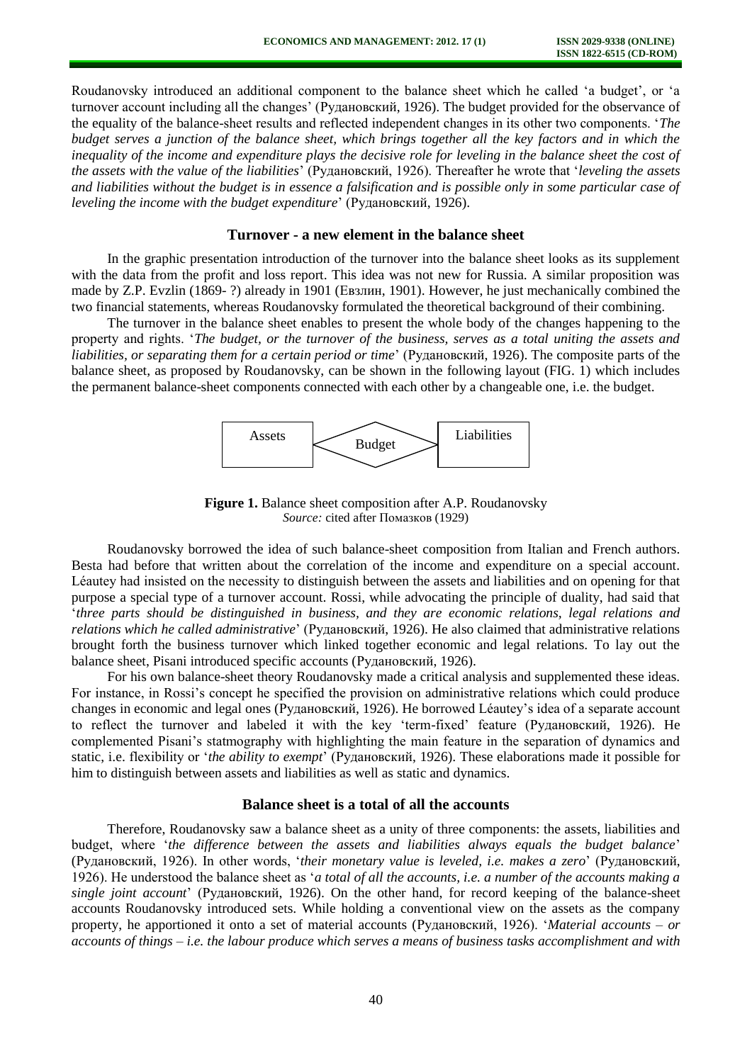Roudanovsky introduced an additional component to the balance sheet which he called 'a budget', or 'a turnover account including all the changes' (Рудановский, 1926). The budget provided for the observance of the equality of the balance-sheet results and reflected independent changes in its other two components. '*The budget serves a junction of the balance sheet, which brings together all the key factors and in which the inequality of the income and expenditure plays the decisive role for leveling in the balance sheet the cost of the assets with the value of the liabilities*' (Рудановский, 1926). Thereafter he wrote that '*leveling the assets and liabilities without the budget is in essence a falsification and is possible only in some particular case of leveling the income with the budget expenditure*' (Рудановский, 1926).

## Turnover - a new element in the balance sheet

In the graphic presentation introduction of the turnover into the balance sheet looks as its supplement with the data from the profit and loss report. This idea was not new for Russia. A similar proposition was made by Z.P. Evzlin (1869- ?) already in 1901 (Евзлин, 1901). However, he just mechanically combined the two financial statements, whereas Roudanovsky formulated the theoretical background of their combining.

The turnover in the balance sheet enables to present the whole body of the changes happening to the property and rights. '*The budget, or the turnover of the business, serves as a total uniting the assets and liabilities, or separating them for a certain period or time*' (Рудановский, 1926). The composite parts of the balance sheet, as proposed by Roudanovsky, can be shown in the following layout (FIG. 1) which includes the permanent balance-sheet components connected with each other by a changeable one, i.e. the budget.

Assets — Budget — Liabilities

**Figure 1.** Balance sheet composition after A.P. Roudanovsky
*Source:* cited after Помазков (1929)

Roudanovsky borrowed the idea of such balance-sheet composition from Italian and French authors. Besta had before that written about the correlation of the income and expenditure on a special account. Léautey had insisted on the necessity to distinguish between the assets and liabilities and on opening for that purpose a special type of a turnover account. Rossi, while advocating the principle of duality, had said that '*three parts should be distinguished in business, and they are economic relations, legal relations and relations which he called administrative*' (Рудановский, 1926). He also claimed that administrative relations brought forth the business turnover which linked together economic and legal relations. To lay out the balance sheet, Pisani introduced specific accounts (Рудановский, 1926).

For his own balance-sheet theory Roudanovsky made a critical analysis and supplemented these ideas. For instance, in Rossi's concept he specified the provision on administrative relations which could produce changes in economic and legal ones (Рудановский, 1926). He borrowed Léautey's idea of a separate account to reflect the turnover and labeled it with the key 'term-fixed' feature (Рудановский, 1926). He complemented Pisani's statmography with highlighting the main feature in the separation of dynamics and static, i.e. flexibility or '*the ability to exempt*' (Рудановский, 1926). These elaborations made it possible for him to distinguish between assets and liabilities as well as static and dynamics.

## Balance sheet is a total of all the accounts

Therefore, Roudanovsky saw a balance sheet as a unity of three components: the assets, liabilities and budget, where '*the difference between the assets and liabilities always equals the budget balance*' (Рудановский, 1926). In other words, '*their monetary value is leveled, i.e. makes a zero*' (Рудановский, 1926). He understood the balance sheet as '*a total of all the accounts, i.e. a number of the accounts making a single joint account*' (Рудановский, 1926). On the other hand, for record keeping of the balance-sheet accounts Roudanovsky introduced sets. While holding a conventional view on the assets as the company property, he apportioned it onto a set of material accounts (Рудановский, 1926). '*Material accounts – or accounts of things – i.e. the labour produce which serves a means of business tasks accomplishment and with*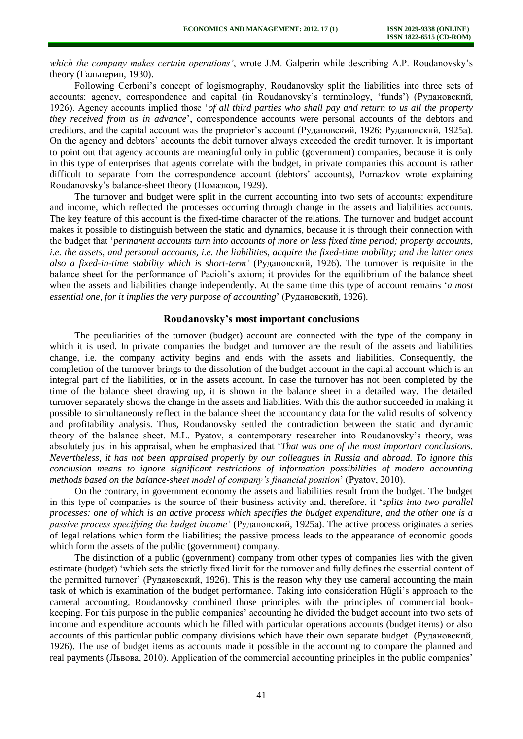*which the company makes certain operations'*, wrote J.M. Galperin while describing A.P. Roudanovsky's theory (Гальперин, 1930).

Following Cerboni's concept of logismography, Roudanovsky split the liabilities into three sets of accounts: agency, correspondence and capital (in Roudanovsky's terminology, 'funds') (Рудановский, 1926). Agency accounts implied those '*of all third parties who shall pay and return to us all the property they received from us in advance*', correspondence accounts were personal accounts of the debtors and creditors, and the capital account was the proprietor's account (Рудановский, 1926; Рудановский, 1925a). On the agency and debtors' accounts the debit turnover always exceeded the credit turnover. It is important to point out that agency accounts are meaningful only in public (government) companies, because it is only in this type of enterprises that agents correlate with the budget, in private companies this account is rather difficult to separate from the correspondence account (debtors' accounts), Pomazkov wrote explaining Roudanovsky's balance-sheet theory (Помазков, 1929).

The turnover and budget were split in the current accounting into two sets of accounts: expenditure and income, which reflected the processes occurring through change in the assets and liabilities accounts. The key feature of this account is the fixed-time character of the relations. The turnover and budget account makes it possible to distinguish between the static and dynamics, because it is through their connection with the budget that '*permanent accounts turn into accounts of more or less fixed time period; property accounts, i.e. the assets, and personal accounts, i.e. the liabilities, acquire the fixed-time mobility; and the latter ones also a fixed-in-time stability which is short-term'* (Рудановский, 1926). The turnover is requisite in the balance sheet for the performance of Pacioli's axiom; it provides for the equilibrium of the balance sheet when the assets and liabilities change independently. At the same time this type of account remains '*a most essential one, for it implies the very purpose of accounting*' (Рудановский, 1926).

## Roudanovsky's most important conclusions

The peculiarities of the turnover (budget) account are connected with the type of the company in which it is used. In private companies the budget and turnover are the result of the assets and liabilities change, i.e. the company activity begins and ends with the assets and liabilities. Consequently, the completion of the turnover brings to the dissolution of the budget account in the capital account which is an integral part of the liabilities, or in the assets account. In case the turnover has not been completed by the time of the balance sheet drawing up, it is shown in the balance sheet in a detailed way. The detailed turnover separately shows the change in the assets and liabilities. With this the author succeeded in making it possible to simultaneously reflect in the balance sheet the accountancy data for the valid results of solvency and profitability analysis. Thus, Roudanovsky settled the contradiction between the static and dynamic theory of the balance sheet. M.L. Pyatov, a contemporary researcher into Roudanovsky's theory, was absolutely just in his appraisal, when he emphasized that '*That was one of the most important conclusions. Nevertheless, it has not been appraised properly by our colleagues in Russia and abroad. To ignore this conclusion means to ignore significant restrictions of information possibilities of modern accounting methods based on the balance-sheet model of company's financial position*' (Pyatov, 2010).

On the contrary, in government economy the assets and liabilities result from the budget. The budget in this type of companies is the source of their business activity and, therefore, it '*splits into two parallel processes: one of which is an active process which specifies the budget expenditure, and the other one is a passive process specifying the budget income'* (Рудановский, 1925a). The active process originates a series of legal relations which form the liabilities; the passive process leads to the appearance of economic goods which form the assets of the public (government) company.

The distinction of a public (government) company from other types of companies lies with the given estimate (budget) 'which sets the strictly fixed limit for the turnover and fully defines the essential content of the permitted turnover' (Рудановский, 1926). This is the reason why they use cameral accounting the main task of which is examination of the budget performance. Taking into consideration Hügli's approach to the cameral accounting, Roudanovsky combined those principles with the principles of commercial book-keeping. For this purpose in the public companies' accounting he divided the budget account into two sets of income and expenditure accounts which he filled with particular operations accounts (budget items) or also accounts of this particular public company divisions which have their own separate budget (Рудановский, 1926). The use of budget items as accounts made it possible in the accounting to compare the planned and real payments (Львова, 2010). Application of the commercial accounting principles in the public companies'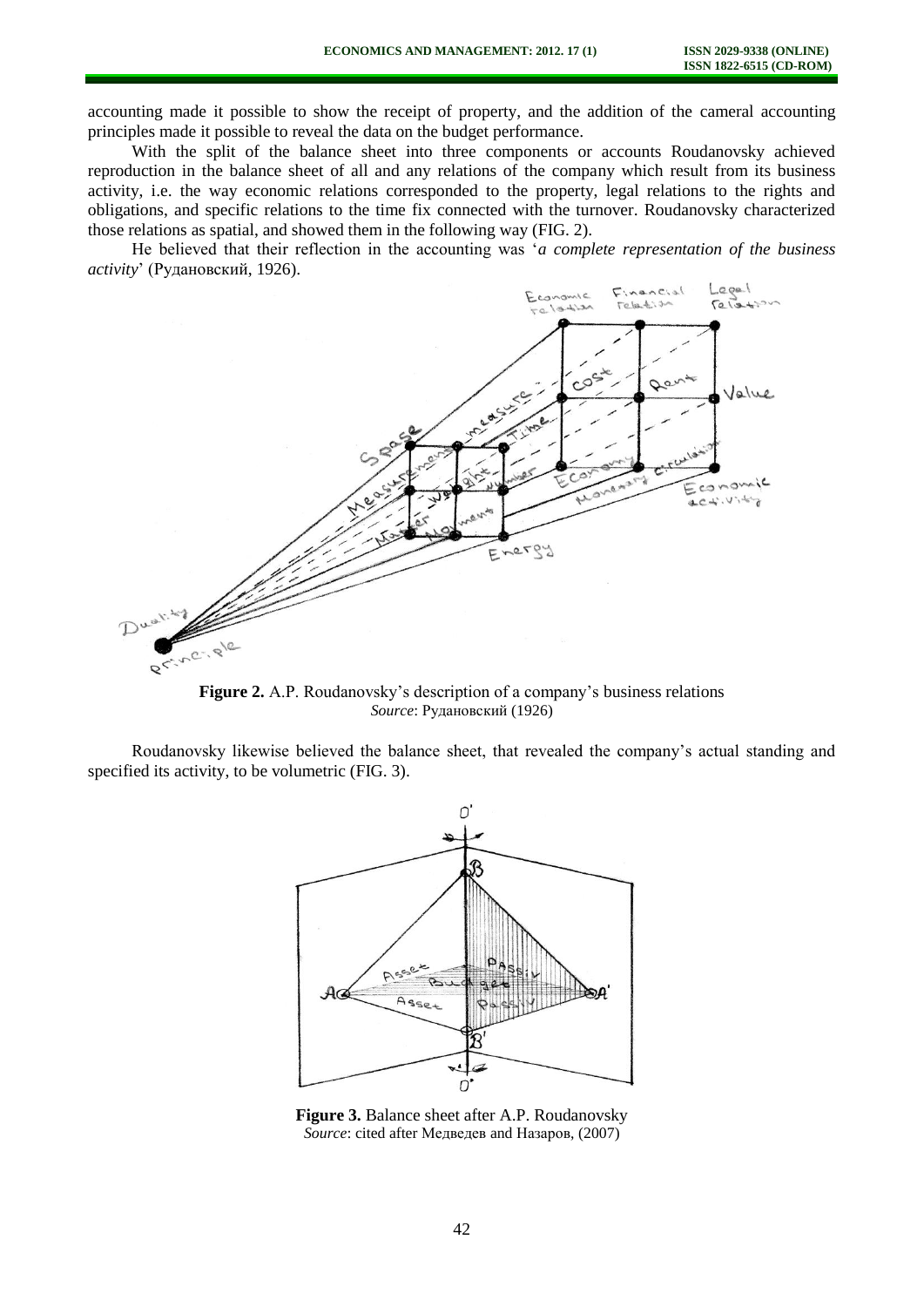accounting made it possible to show the receipt of property, and the addition of the cameral accounting principles made it possible to reveal the data on the budget performance.

With the split of the balance sheet into three components or accounts Roudanovsky achieved reproduction in the balance sheet of all and any relations of the company which result from its business activity, i.e. the way economic relations corresponded to the property, legal relations to the rights and obligations, and specific relations to the time fix connected with the turnover. Roudanovsky characterized those relations as spatial, and showed them in the following way (FIG. 2).

He believed that their reflection in the accounting was '*a complete representation of the business activity*' (Рудановский, 1926).

**Figure 2.** A.P. Roudanovsky's description of a company's business relations
*Source*: Рудановский (1926)

Roudanovsky likewise believed the balance sheet, that revealed the company's actual standing and specified its activity, to be volumetric (FIG. 3).

**Figure 3.** Balance sheet after A.P. Roudanovsky
*Source*: cited after Медведев and Назаров, (2007)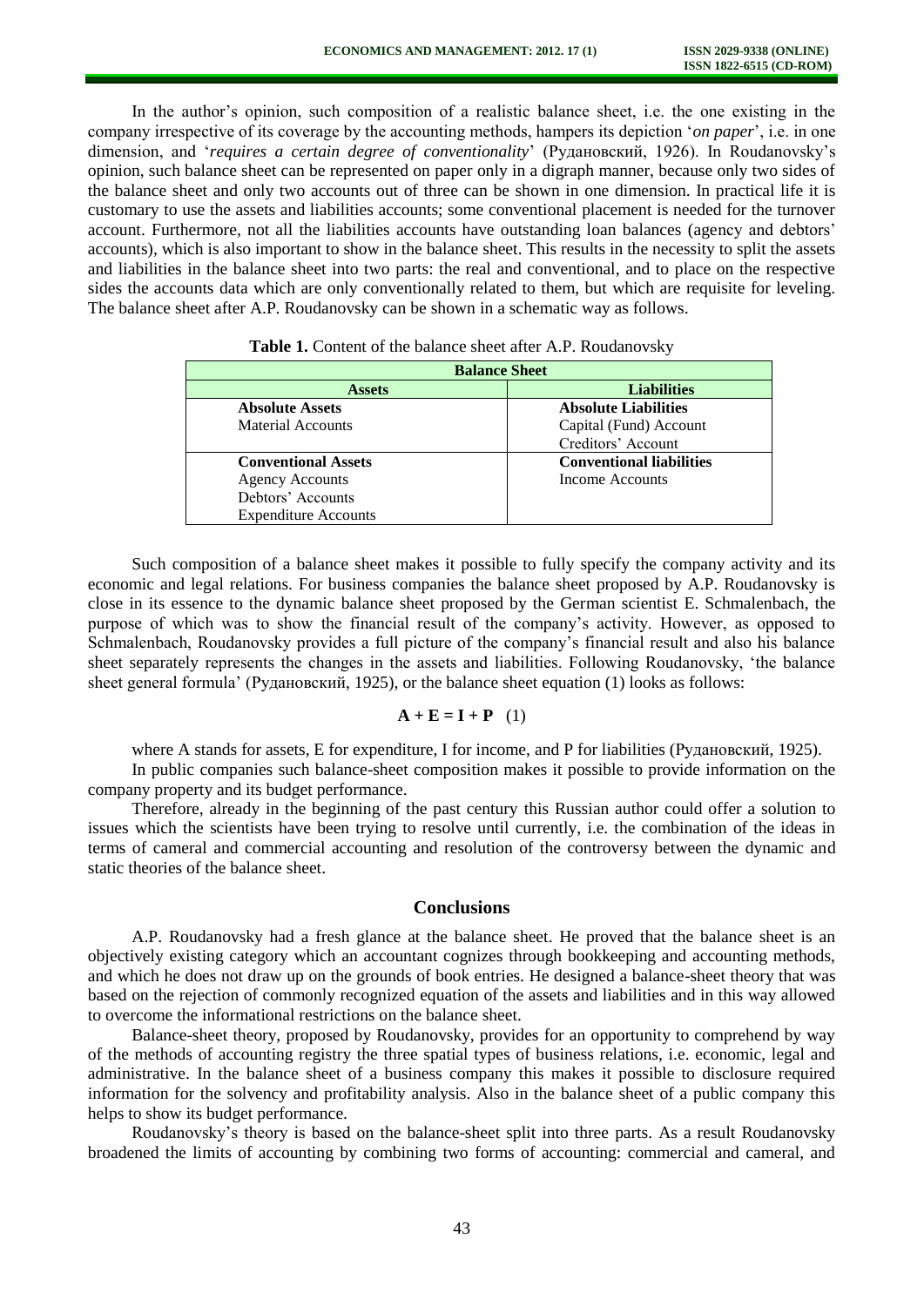In the author's opinion, such composition of a realistic balance sheet, i.e. the one existing in the company irrespective of its coverage by the accounting methods, hampers its depiction '*on paper*', i.e. in one dimension, and '*requires a certain degree of conventionality*' (Рудановский, 1926). In Roudanovsky's opinion, such balance sheet can be represented on paper only in a digraph manner, because only two sides of the balance sheet and only two accounts out of three can be shown in one dimension. In practical life it is customary to use the assets and liabilities accounts; some conventional placement is needed for the turnover account. Furthermore, not all the liabilities accounts have outstanding loan balances (agency and debtors' accounts), which is also important to show in the balance sheet. This results in the necessity to split the assets and liabilities in the balance sheet into two parts: the real and conventional, and to place on the respective sides the accounts data which are only conventionally related to them, but which are requisite for leveling. The balance sheet after A.P. Roudanovsky can be shown in a schematic way as follows.

**Table 1.** Content of the balance sheet after A.P. Roudanovsky

| **Balance Sheet** | |
|---|---|
| **Assets** | **Liabilities** |
| **Absolute Assets**<br>Material Accounts | **Absolute Liabilities**<br>Capital (Fund) Account<br>Creditors' Account |
| **Conventional Assets**<br>Agency Accounts<br>Debtors' Accounts<br>Expenditure Accounts | **Conventional liabilities**<br>Income Accounts |

Such composition of a balance sheet makes it possible to fully specify the company activity and its economic and legal relations. For business companies the balance sheet proposed by A.P. Roudanovsky is close in its essence to the dynamic balance sheet proposed by the German scientist E. Schmalenbach, the purpose of which was to show the financial result of the company's activity. However, as opposed to Schmalenbach, Roudanovsky provides a full picture of the company's financial result and also his balance sheet separately represents the changes in the assets and liabilities. Following Roudanovsky, 'the balance sheet general formula' (Рудановский, 1925), or the balance sheet equation (1) looks as follows:

$$\mathbf{A + E = I + P} \quad (1)$$

where A stands for assets, E for expenditure, I for income, and P for liabilities (Рудановский, 1925).

In public companies such balance-sheet composition makes it possible to provide information on the company property and its budget performance.

Therefore, already in the beginning of the past century this Russian author could offer a solution to issues which the scientists have been trying to resolve until currently, i.e. the combination of the ideas in terms of cameral and commercial accounting and resolution of the controversy between the dynamic and static theories of the balance sheet.

## Conclusions

A.P. Roudanovsky had a fresh glance at the balance sheet. He proved that the balance sheet is an objectively existing category which an accountant cognizes through bookkeeping and accounting methods, and which he does not draw up on the grounds of book entries. He designed a balance-sheet theory that was based on the rejection of commonly recognized equation of the assets and liabilities and in this way allowed to overcome the informational restrictions on the balance sheet.

Balance-sheet theory, proposed by Roudanovsky, provides for an opportunity to comprehend by way of the methods of accounting registry the three spatial types of business relations, i.e. economic, legal and administrative. In the balance sheet of a business company this makes it possible to disclosure required information for the solvency and profitability analysis. Also in the balance sheet of a public company this helps to show its budget performance.

Roudanovsky's theory is based on the balance-sheet split into three parts. As a result Roudanovsky broadened the limits of accounting by combining two forms of accounting: commercial and cameral, and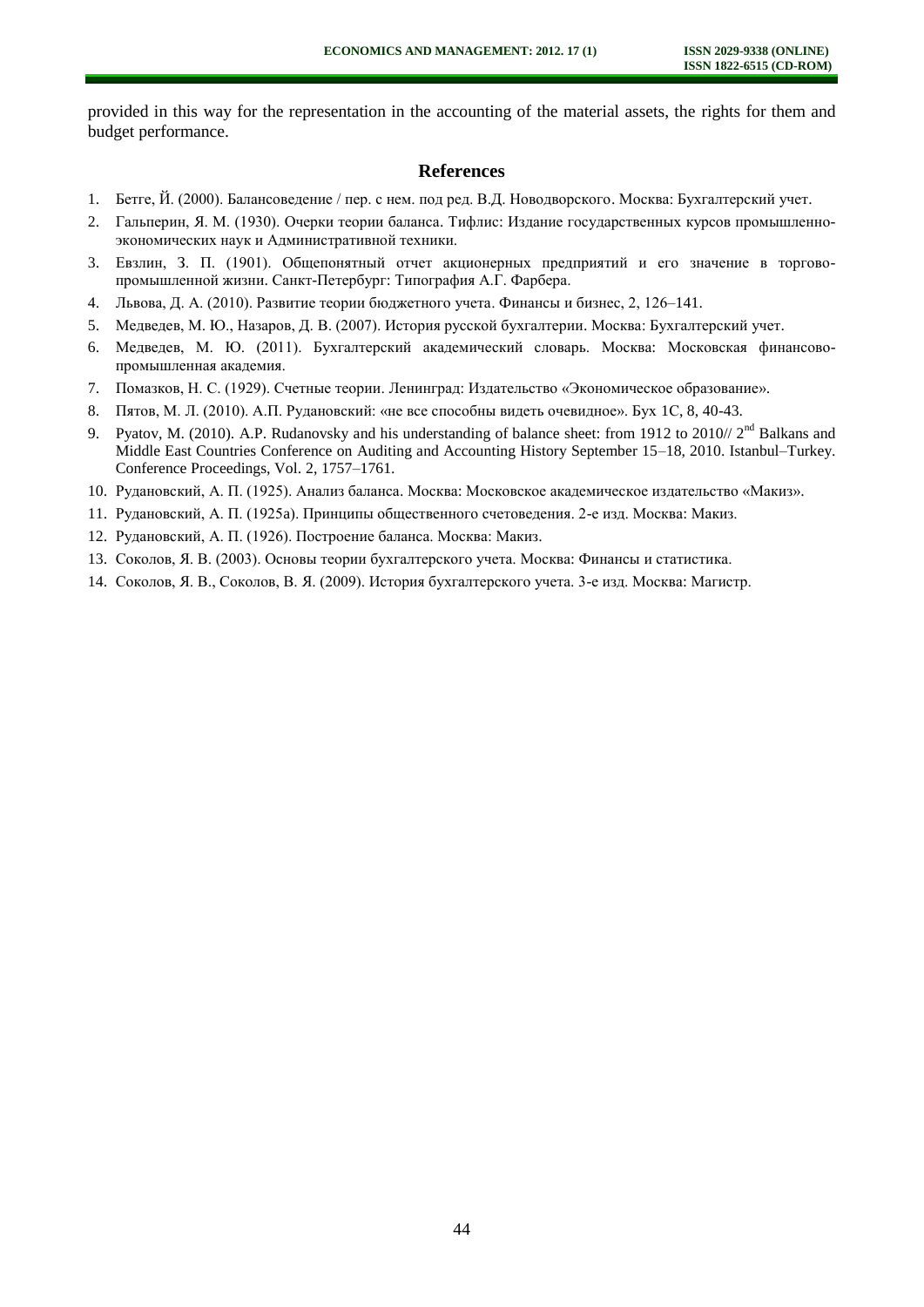provided in this way for the representation in the accounting of the material assets, the rights for them and budget performance.

## References

1. Бетге, Й. (2000). Балансоведение / пер. с нем. под ред. В.Д. Новодворского. Москва: Бухгалтерский учет.
2. Гальперин, Я. М. (1930). Очерки теории баланса. Тифлис: Издание государственных курсов промышленно-экономических наук и Административной техники.
3. Евзлин, З. П. (1901). Общепонятный отчет акционерных предприятий и его значение в торгово-промышленной жизни. Санкт-Петербург: Типография А.Г. Фарбера.
4. Львова, Д. А. (2010). Развитие теории бюджетного учета. Финансы и бизнес, 2, 126–141.
5. Медведев, М. Ю., Назаров, Д. В. (2007). История русской бухгалтерии. Москва: Бухгалтерский учет.
6. Медведев, М. Ю. (2011). Бухгалтерский академический словарь. Москва: Московская финансово-промышленная академия.
7. Помазков, Н. С. (1929). Счетные теории. Ленинград: Издательство «Экономическое образование».
8. Пятов, М. Л. (2010). А.П. Рудановский: «не все способны видеть очевидное». Бух 1С, 8, 40-43.
9. Pyatov, M. (2010). A.P. Rudanovsky and his understanding of balance sheet: from 1912 to 2010// 2nd Balkans and Middle East Countries Conference on Auditing and Accounting History September 15–18, 2010. Istanbul–Turkey. Conference Proceedings, Vol. 2, 1757–1761.
10. Рудановский, А. П. (1925). Анализ баланса. Москва: Московское академическое издательство «Макиз».
11. Рудановский, А. П. (1925a). Принципы общественного счетоведения. 2-е изд. Москва: Макиз.
12. Рудановский, А. П. (1926). Построение баланса. Москва: Макиз.
13. Соколов, Я. В. (2003). Основы теории бухгалтерского учета. Москва: Финансы и статистика.
14. Соколов, Я. В., Соколов, В. Я. (2009). История бухгалтерского учета. 3-е изд. Москва: Магистр.